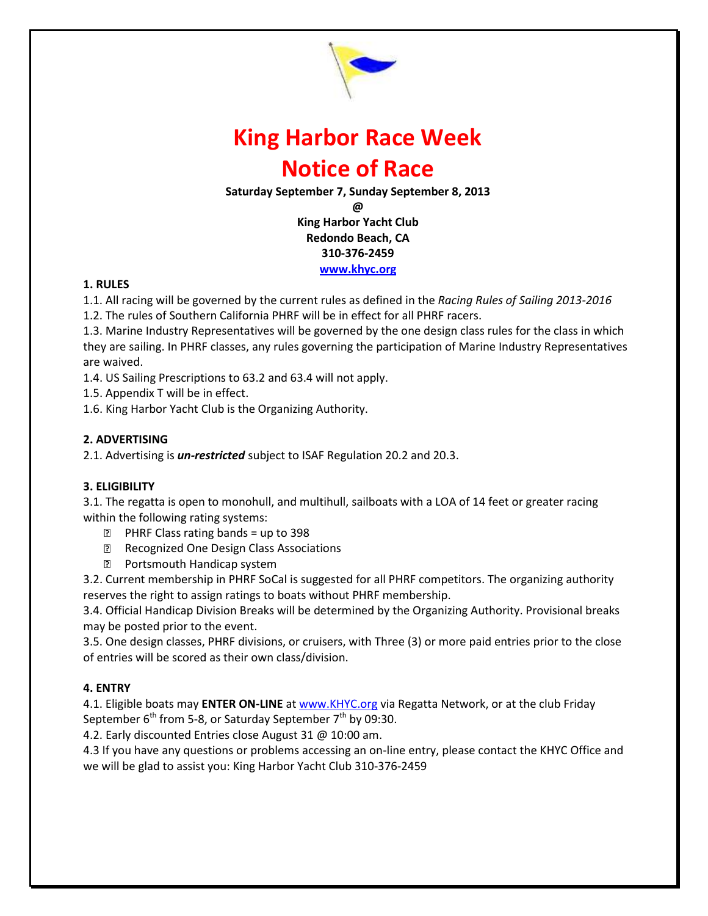# King Harbor Race Week

# Notice of Race

**Saturday September 7, Sunday September 8, 2013**
**@**
**King Harbor Yacht Club**
**Redondo Beach, CA**
**310-376-2459**
**www.khyc.org**

**1. RULES**

1.1. All racing will be governed by the current rules as defined in the *Racing Rules of Sailing 2013-2016*

1.2. The rules of Southern California PHRF will be in effect for all PHRF racers.

1.3. Marine Industry Representatives will be governed by the one design class rules for the class in which they are sailing. In PHRF classes, any rules governing the participation of Marine Industry Representatives are waived.

1.4. US Sailing Prescriptions to 63.2 and 63.4 will not apply.

1.5. Appendix T will be in effect.

1.6. King Harbor Yacht Club is the Organizing Authority.

**2. ADVERTISING**

2.1. Advertising is ***un-restricted*** subject to ISAF Regulation 20.2 and 20.3.

**3. ELIGIBILITY**

3.1. The regatta is open to monohull, and multihull, sailboats with a LOA of 14 feet or greater racing within the following rating systems:

- PHRF Class rating bands = up to 398
- Recognized One Design Class Associations
- Portsmouth Handicap system

3.2. Current membership in PHRF SoCal is suggested for all PHRF competitors. The organizing authority reserves the right to assign ratings to boats without PHRF membership.

3.4. Official Handicap Division Breaks will be determined by the Organizing Authority. Provisional breaks may be posted prior to the event.

3.5. One design classes, PHRF divisions, or cruisers, with Three (3) or more paid entries prior to the close of entries will be scored as their own class/division.

**4. ENTRY**

4.1. Eligible boats may **ENTER ON-LINE** at www.KHYC.org via Regatta Network, or at the club Friday September 6th from 5-8, or Saturday September 7th by 09:30.

4.2. Early discounted Entries close August 31 @ 10:00 am.

4.3 If you have any questions or problems accessing an on-line entry, please contact the KHYC Office and we will be glad to assist you: King Harbor Yacht Club 310-376-2459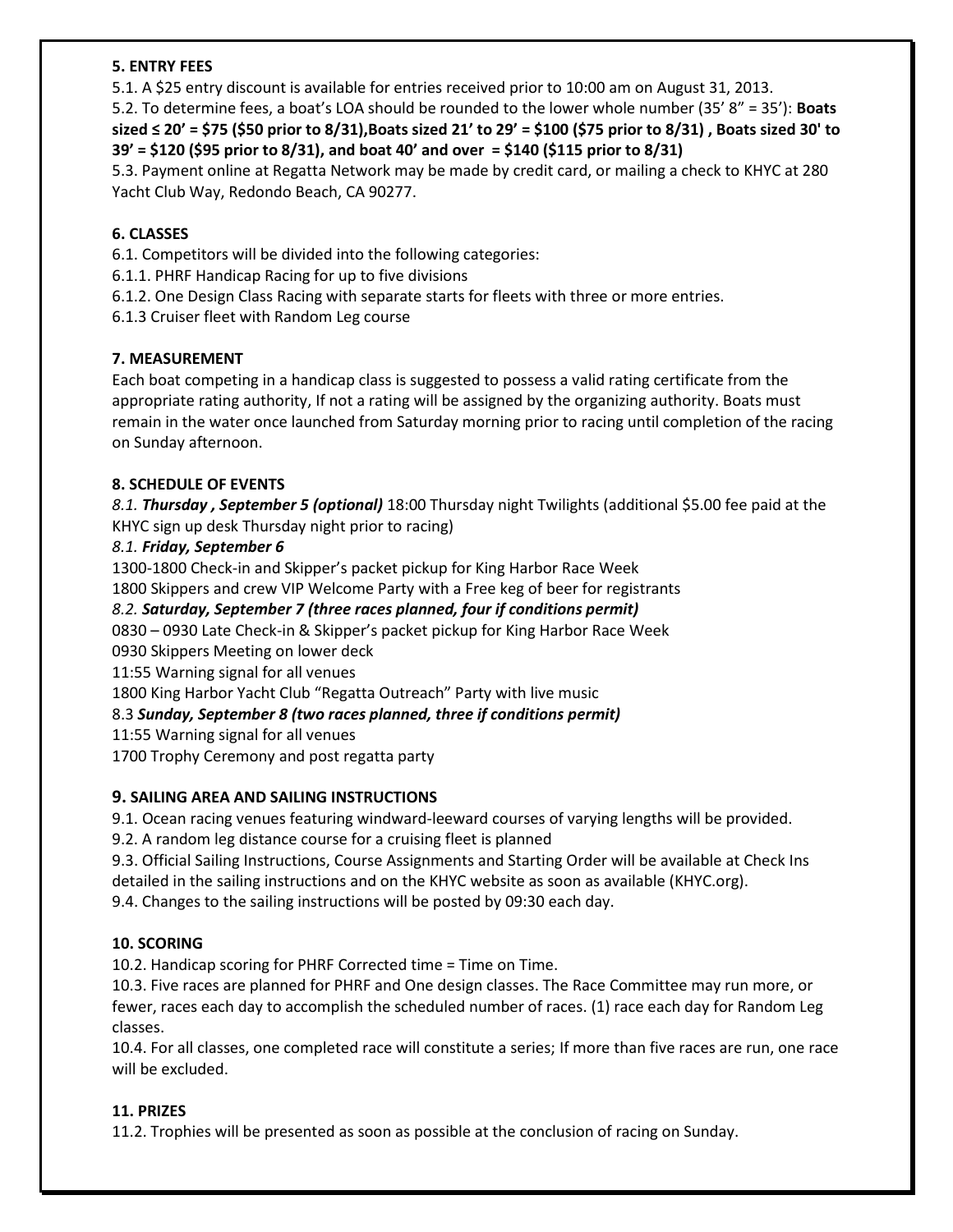**5. ENTRY FEES**

5.1. A $25 entry discount is available for entries received prior to 10:00 am on August 31, 2013.

5.2. To determine fees, a boat's LOA should be rounded to the lower whole number (35' 8" = 35'): **Boats sized ≤ 20' = $75 ($50 prior to 8/31),Boats sized 21' to 29' = $100 ($75 prior to 8/31) , Boats sized 30' to 39' = $120 ($95 prior to 8/31), and boat 40' and over = $140 ($115 prior to 8/31)**

5.3. Payment online at Regatta Network may be made by credit card, or mailing a check to KHYC at 280 Yacht Club Way, Redondo Beach, CA 90277.

**6. CLASSES**

6.1. Competitors will be divided into the following categories:

6.1.1. PHRF Handicap Racing for up to five divisions

6.1.2. One Design Class Racing with separate starts for fleets with three or more entries.

6.1.3 Cruiser fleet with Random Leg course

**7. MEASUREMENT**

Each boat competing in a handicap class is suggested to possess a valid rating certificate from the appropriate rating authority, If not a rating will be assigned by the organizing authority. Boats must remain in the water once launched from Saturday morning prior to racing until completion of the racing on Sunday afternoon.

**8. SCHEDULE OF EVENTS**

*8.1.* ***Thursday , September 5 (optional)*** 18:00 Thursday night Twilights (additional $5.00 fee paid at the KHYC sign up desk Thursday night prior to racing)

*8.1.* ***Friday, September 6***

1300-1800 Check-in and Skipper's packet pickup for King Harbor Race Week

1800 Skippers and crew VIP Welcome Party with a Free keg of beer for registrants

*8.2.* ***Saturday, September 7 (three races planned, four if conditions permit)***

0830 – 0930 Late Check-in & Skipper's packet pickup for King Harbor Race Week

0930 Skippers Meeting on lower deck

11:55 Warning signal for all venues

1800 King Harbor Yacht Club "Regatta Outreach" Party with live music

8.3 ***Sunday, September 8 (two races planned, three if conditions permit)***

11:55 Warning signal for all venues

1700 Trophy Ceremony and post regatta party

**9. SAILING AREA AND SAILING INSTRUCTIONS**

9.1. Ocean racing venues featuring windward-leeward courses of varying lengths will be provided.

9.2. A random leg distance course for a cruising fleet is planned

9.3. Official Sailing Instructions, Course Assignments and Starting Order will be available at Check Ins detailed in the sailing instructions and on the KHYC website as soon as available (KHYC.org).

9.4. Changes to the sailing instructions will be posted by 09:30 each day.

**10. SCORING**

10.2. Handicap scoring for PHRF Corrected time = Time on Time.

10.3. Five races are planned for PHRF and One design classes. The Race Committee may run more, or fewer, races each day to accomplish the scheduled number of races. (1) race each day for Random Leg classes.

10.4. For all classes, one completed race will constitute a series; If more than five races are run, one race will be excluded.

**11. PRIZES**

11.2. Trophies will be presented as soon as possible at the conclusion of racing on Sunday.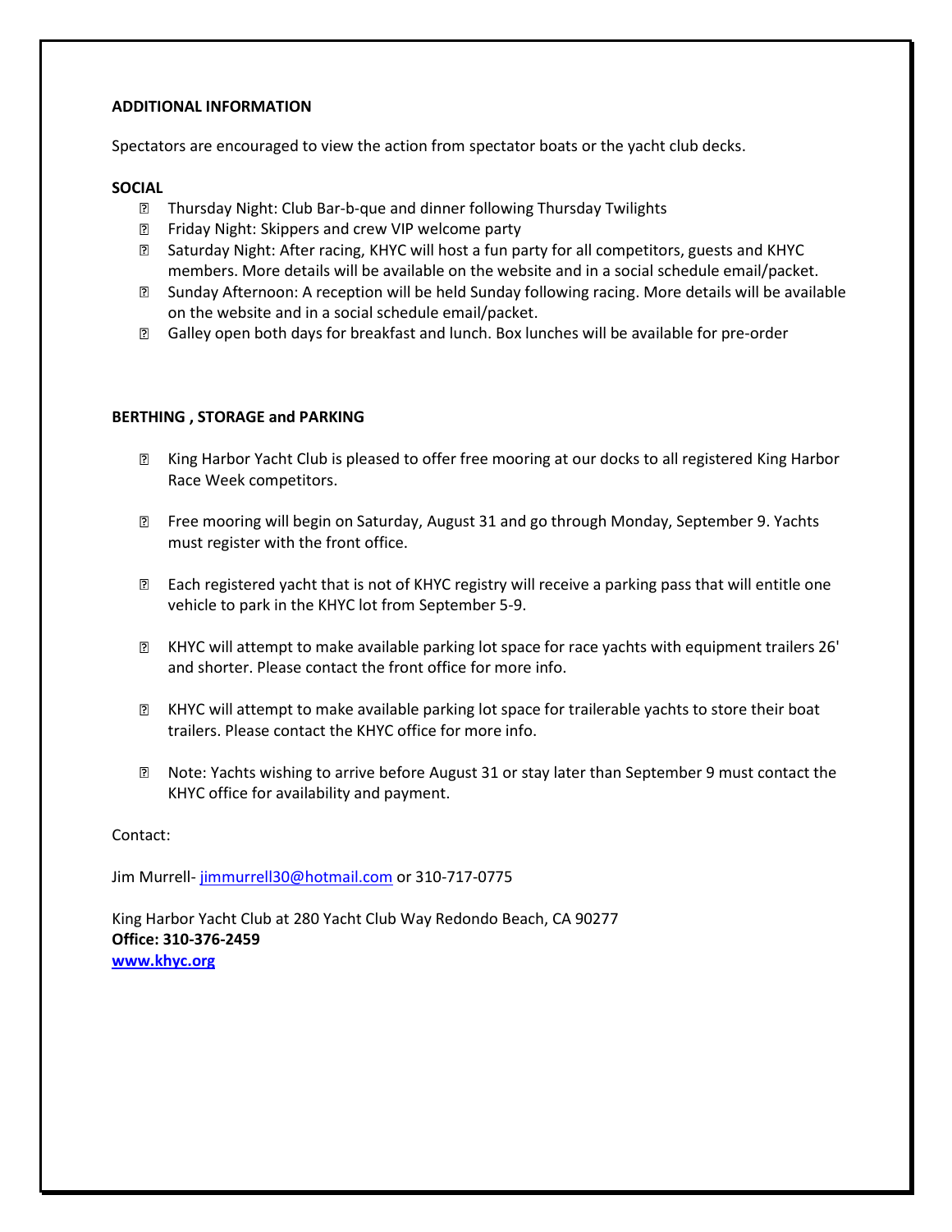**ADDITIONAL INFORMATION**

Spectators are encouraged to view the action from spectator boats or the yacht club decks.

**SOCIAL**

- Thursday Night: Club Bar-b-que and dinner following Thursday Twilights
- Friday Night: Skippers and crew VIP welcome party
- Saturday Night: After racing, KHYC will host a fun party for all competitors, guests and KHYC members. More details will be available on the website and in a social schedule email/packet.
- Sunday Afternoon: A reception will be held Sunday following racing. More details will be available on the website and in a social schedule email/packet.
- Galley open both days for breakfast and lunch. Box lunches will be available for pre-order

**BERTHING , STORAGE and PARKING**

- King Harbor Yacht Club is pleased to offer free mooring at our docks to all registered King Harbor Race Week competitors.
- Free mooring will begin on Saturday, August 31 and go through Monday, September 9. Yachts must register with the front office.
- Each registered yacht that is not of KHYC registry will receive a parking pass that will entitle one vehicle to park in the KHYC lot from September 5-9.
- KHYC will attempt to make available parking lot space for race yachts with equipment trailers 26' and shorter. Please contact the front office for more info.
- KHYC will attempt to make available parking lot space for trailerable yachts to store their boat trailers. Please contact the KHYC office for more info.
- Note: Yachts wishing to arrive before August 31 or stay later than September 9 must contact the KHYC office for availability and payment.

Contact:

Jim Murrell- jimmurrell30@hotmail.com or 310-717-0775

King Harbor Yacht Club at 280 Yacht Club Way Redondo Beach, CA 90277
**Office: 310-376-2459**
**www.khyc.org**